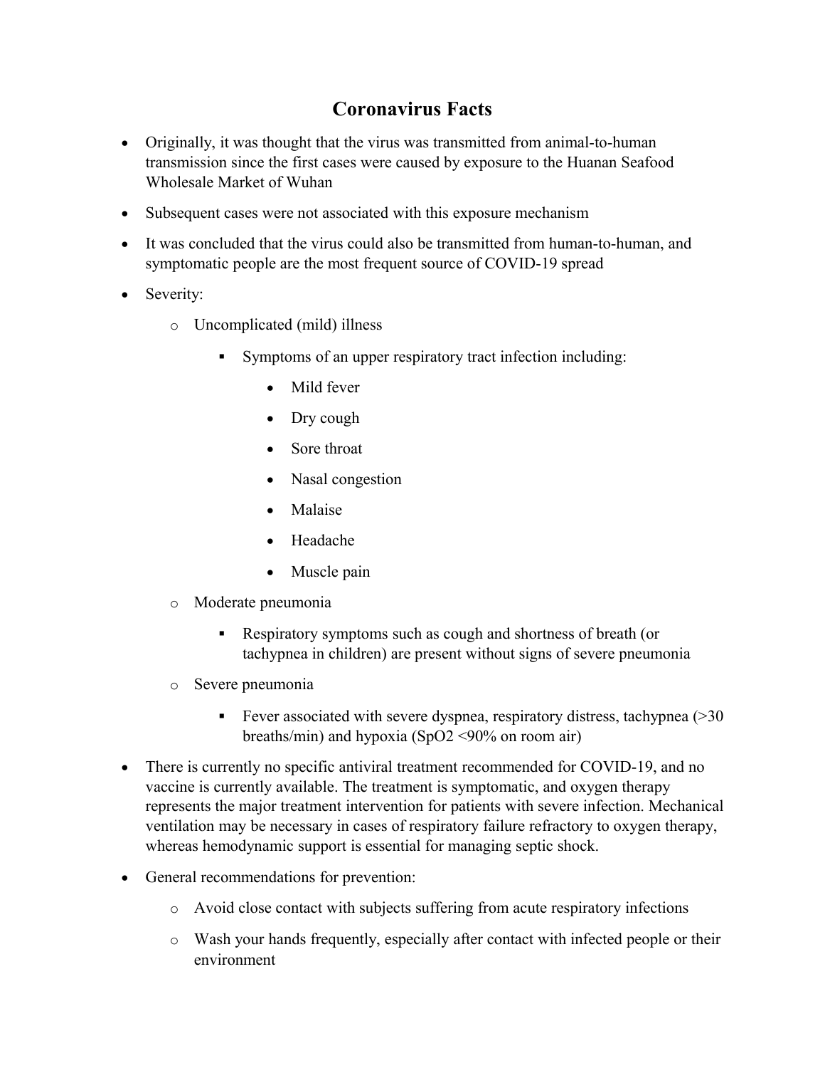# Coronavirus Facts

- Originally, it was thought that the virus was transmitted from animal-to-human transmission since the first cases were caused by exposure to the Huanan Seafood Wholesale Market of Wuhan
- Subsequent cases were not associated with this exposure mechanism
- It was concluded that the virus could also be transmitted from human-to-human, and symptomatic people are the most frequent source of COVID-19 spread
- Severity:
  - Uncomplicated (mild) illness
    - Symptoms of an upper respiratory tract infection including:
      - Mild fever
      - Dry cough
      - Sore throat
      - Nasal congestion
      - Malaise
      - Headache
      - Muscle pain
  - Moderate pneumonia
    - Respiratory symptoms such as cough and shortness of breath (or tachypnea in children) are present without signs of severe pneumonia
  - Severe pneumonia
    - Fever associated with severe dyspnea, respiratory distress, tachypnea (>30 breaths/min) and hypoxia ($SpO_2$ <90% on room air)
- There is currently no specific antiviral treatment recommended for COVID-19, and no vaccine is currently available. The treatment is symptomatic, and oxygen therapy represents the major treatment intervention for patients with severe infection. Mechanical ventilation may be necessary in cases of respiratory failure refractory to oxygen therapy, whereas hemodynamic support is essential for managing septic shock.
- General recommendations for prevention:
  - Avoid close contact with subjects suffering from acute respiratory infections
  - Wash your hands frequently, especially after contact with infected people or their environment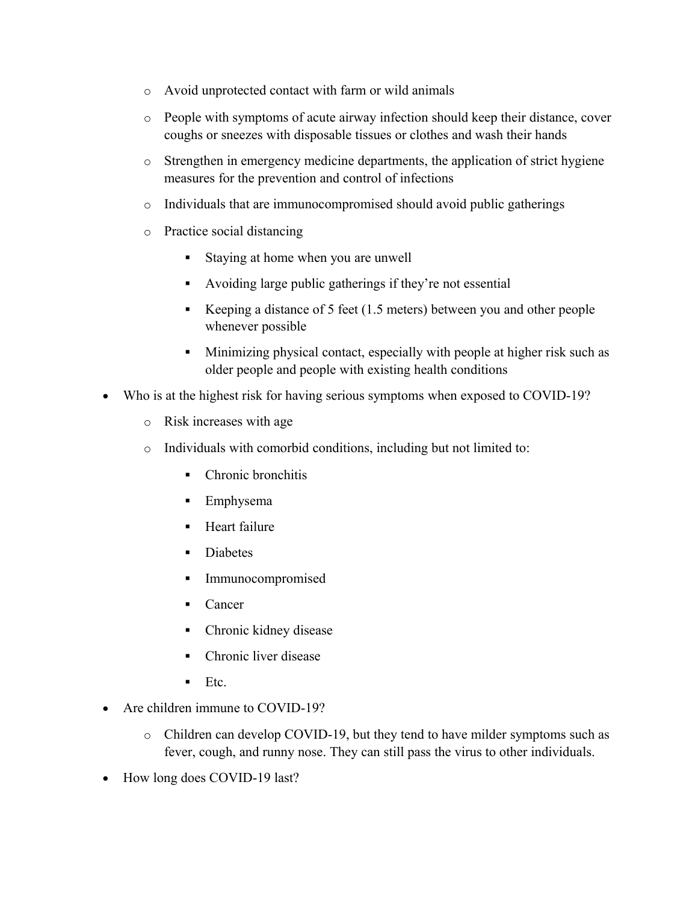- Avoid unprotected contact with farm or wild animals
  - People with symptoms of acute airway infection should keep their distance, cover coughs or sneezes with disposable tissues or clothes and wash their hands
  - Strengthen in emergency medicine departments, the application of strict hygiene measures for the prevention and control of infections
  - Individuals that are immunocompromised should avoid public gatherings
  - Practice social distancing
    - Staying at home when you are unwell
    - Avoiding large public gatherings if they're not essential
    - Keeping a distance of 5 feet (1.5 meters) between you and other people whenever possible
    - Minimizing physical contact, especially with people at higher risk such as older people and people with existing health conditions
- Who is at the highest risk for having serious symptoms when exposed to COVID-19?
  - Risk increases with age
  - Individuals with comorbid conditions, including but not limited to:
    - Chronic bronchitis
    - Emphysema
    - Heart failure
    - Diabetes
    - Immunocompromised
    - Cancer
    - Chronic kidney disease
    - Chronic liver disease
    - Etc.
- Are children immune to COVID-19?
  - Children can develop COVID-19, but they tend to have milder symptoms such as fever, cough, and runny nose. They can still pass the virus to other individuals.
- How long does COVID-19 last?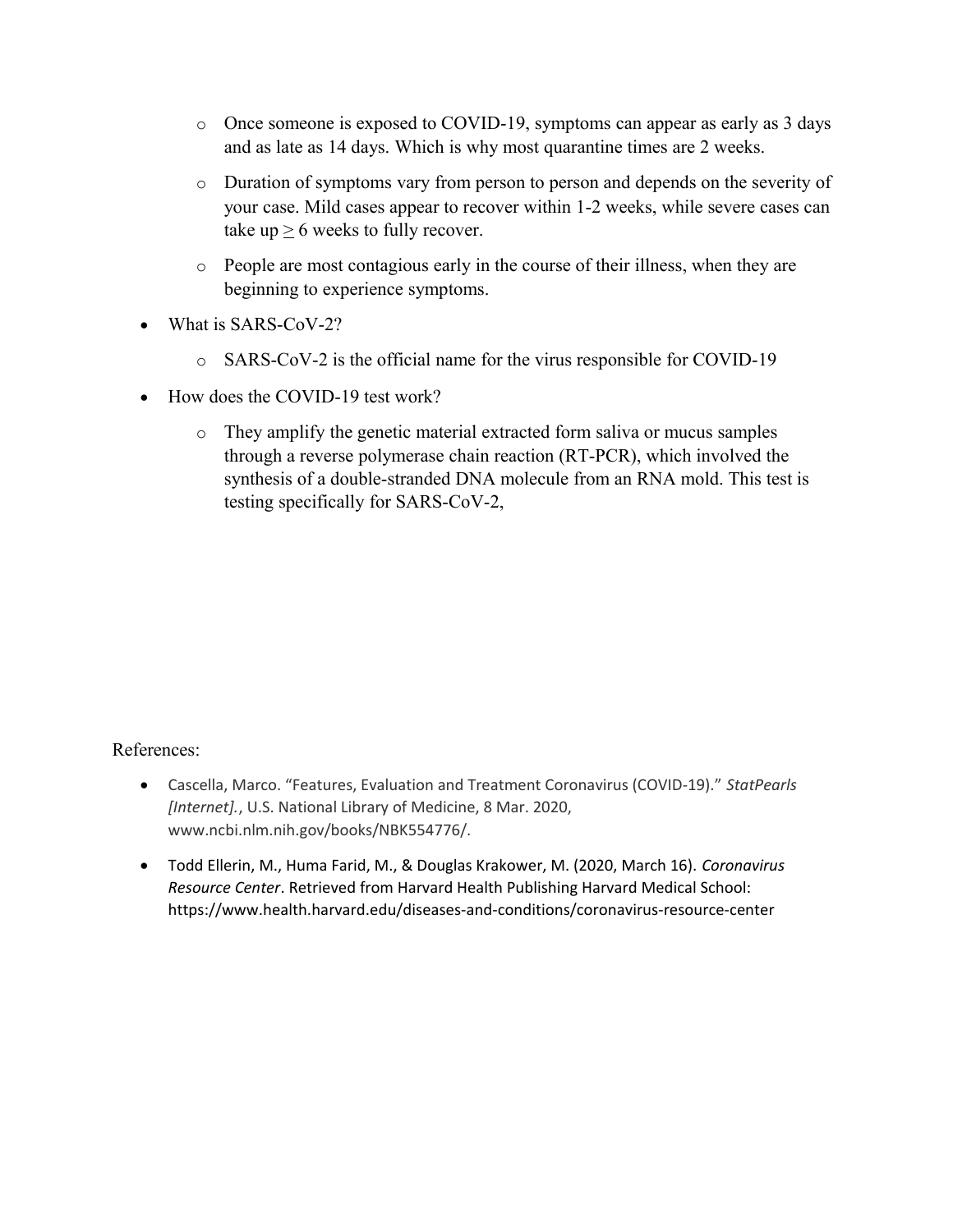- Once someone is exposed to COVID-19, symptoms can appear as early as 3 days and as late as 14 days. Which is why most quarantine times are 2 weeks.
- Duration of symptoms vary from person to person and depends on the severity of your case. Mild cases appear to recover within 1-2 weeks, while severe cases can take up $\geq$ 6 weeks to fully recover.
- People are most contagious early in the course of their illness, when they are beginning to experience symptoms.

- What is SARS-CoV-2?
  - SARS-CoV-2 is the official name for the virus responsible for COVID-19
- How does the COVID-19 test work?
  - They amplify the genetic material extracted form saliva or mucus samples through a reverse polymerase chain reaction (RT-PCR), which involved the synthesis of a double-stranded DNA molecule from an RNA mold. This test is testing specifically for SARS-CoV-2,

References:

- Cascella, Marco. "Features, Evaluation and Treatment Coronavirus (COVID-19)." *StatPearls [Internet].*, U.S. National Library of Medicine, 8 Mar. 2020, www.ncbi.nlm.nih.gov/books/NBK554776/.
- Todd Ellerin, M., Huma Farid, M., & Douglas Krakower, M. (2020, March 16). *Coronavirus Resource Center*. Retrieved from Harvard Health Publishing Harvard Medical School: https://www.health.harvard.edu/diseases-and-conditions/coronavirus-resource-center